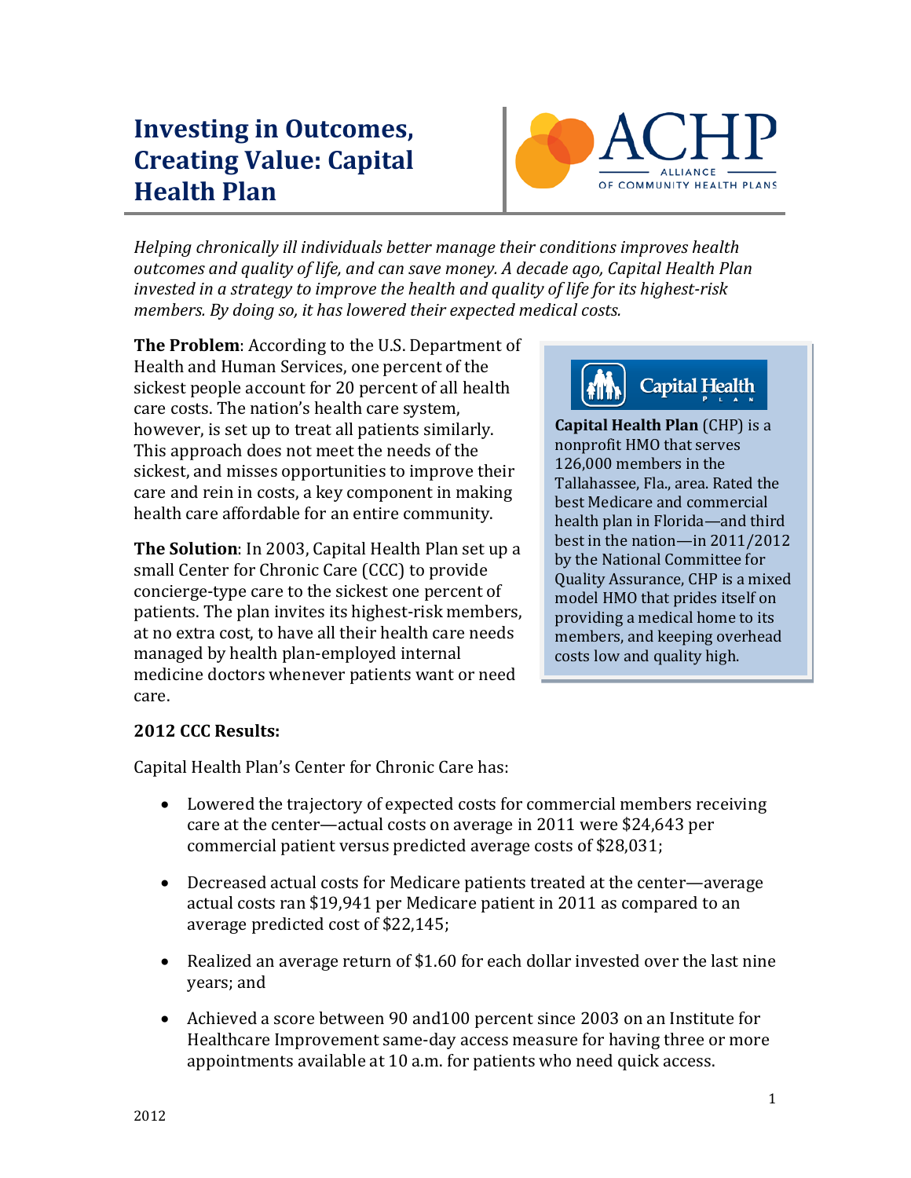# Investing in Outcomes, Creating Value: Capital Health Plan

ACHP ALLIANCE OF COMMUNITY HEALTH PLANS

*Helping chronically ill individuals better manage their conditions improves health outcomes and quality of life, and can save money. A decade ago, Capital Health Plan invested in a strategy to improve the health and quality of life for its highest-risk members. By doing so, it has lowered their expected medical costs.*

**The Problem**: According to the U.S. Department of Health and Human Services, one percent of the sickest people account for 20 percent of all health care costs. The nation's health care system, however, is set up to treat all patients similarly. This approach does not meet the needs of the sickest, and misses opportunities to improve their care and rein in costs, a key component in making health care affordable for an entire community.

**The Solution**: In 2003, Capital Health Plan set up a small Center for Chronic Care (CCC) to provide concierge-type care to the sickest one percent of patients. The plan invites its highest-risk members, at no extra cost, to have all their health care needs managed by health plan-employed internal medicine doctors whenever patients want or need care.

> Capital Health Plan
>
> **Capital Health Plan** (CHP) is a nonprofit HMO that serves 126,000 members in the Tallahassee, Fla., area. Rated the best Medicare and commercial health plan in Florida—and third best in the nation—in 2011/2012 by the National Committee for Quality Assurance, CHP is a mixed model HMO that prides itself on providing a medical home to its members, and keeping overhead costs low and quality high.

### 2012 CCC Results:

Capital Health Plan's Center for Chronic Care has:

- Lowered the trajectory of expected costs for commercial members receiving care at the center—actual costs on average in 2011 were $24,643 per commercial patient versus predicted average costs of $28,031;
- Decreased actual costs for Medicare patients treated at the center—average actual costs ran $19,941 per Medicare patient in 2011 as compared to an average predicted cost of $22,145;
- Realized an average return of $1.60 for each dollar invested over the last nine years; and
- Achieved a score between 90 and100 percent since 2003 on an Institute for Healthcare Improvement same-day access measure for having three or more appointments available at 10 a.m. for patients who need quick access.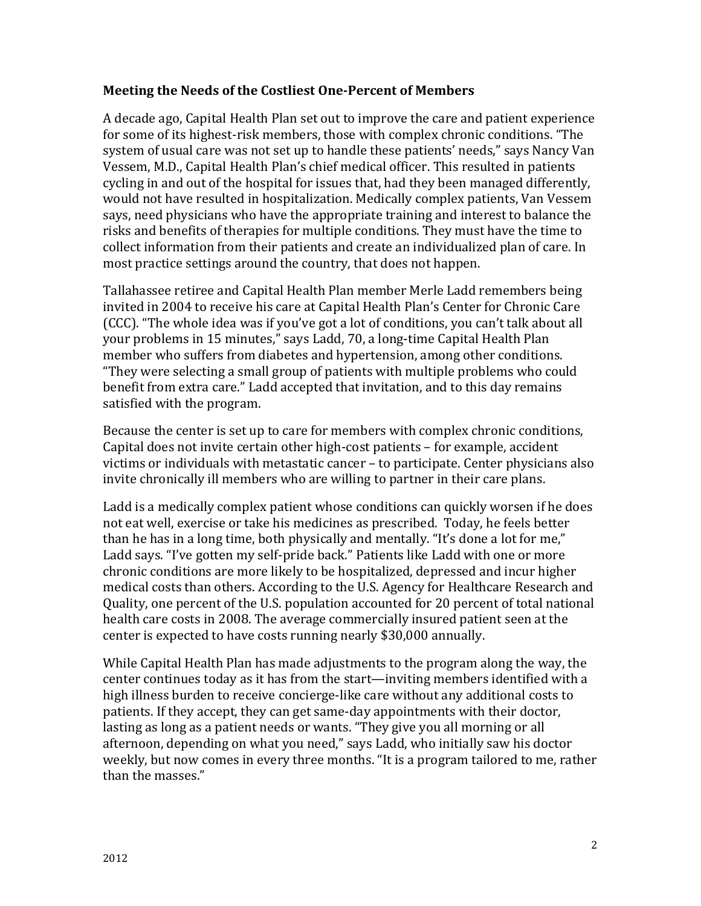**Meeting the Needs of the Costliest One-Percent of Members**

A decade ago, Capital Health Plan set out to improve the care and patient experience for some of its highest-risk members, those with complex chronic conditions. "The system of usual care was not set up to handle these patients' needs," says Nancy Van Vessem, M.D., Capital Health Plan's chief medical officer. This resulted in patients cycling in and out of the hospital for issues that, had they been managed differently, would not have resulted in hospitalization. Medically complex patients, Van Vessem says, need physicians who have the appropriate training and interest to balance the risks and benefits of therapies for multiple conditions. They must have the time to collect information from their patients and create an individualized plan of care. In most practice settings around the country, that does not happen.

Tallahassee retiree and Capital Health Plan member Merle Ladd remembers being invited in 2004 to receive his care at Capital Health Plan's Center for Chronic Care (CCC). "The whole idea was if you've got a lot of conditions, you can't talk about all your problems in 15 minutes," says Ladd, 70, a long-time Capital Health Plan member who suffers from diabetes and hypertension, among other conditions. "They were selecting a small group of patients with multiple problems who could benefit from extra care." Ladd accepted that invitation, and to this day remains satisfied with the program.

Because the center is set up to care for members with complex chronic conditions, Capital does not invite certain other high-cost patients – for example, accident victims or individuals with metastatic cancer – to participate. Center physicians also invite chronically ill members who are willing to partner in their care plans.

Ladd is a medically complex patient whose conditions can quickly worsen if he does not eat well, exercise or take his medicines as prescribed. Today, he feels better than he has in a long time, both physically and mentally. "It's done a lot for me," Ladd says. "I've gotten my self-pride back." Patients like Ladd with one or more chronic conditions are more likely to be hospitalized, depressed and incur higher medical costs than others. According to the U.S. Agency for Healthcare Research and Quality, one percent of the U.S. population accounted for 20 percent of total national health care costs in 2008. The average commercially insured patient seen at the center is expected to have costs running nearly $30,000 annually.

While Capital Health Plan has made adjustments to the program along the way, the center continues today as it has from the start—inviting members identified with a high illness burden to receive concierge-like care without any additional costs to patients. If they accept, they can get same-day appointments with their doctor, lasting as long as a patient needs or wants. "They give you all morning or all afternoon, depending on what you need," says Ladd, who initially saw his doctor weekly, but now comes in every three months. "It is a program tailored to me, rather than the masses."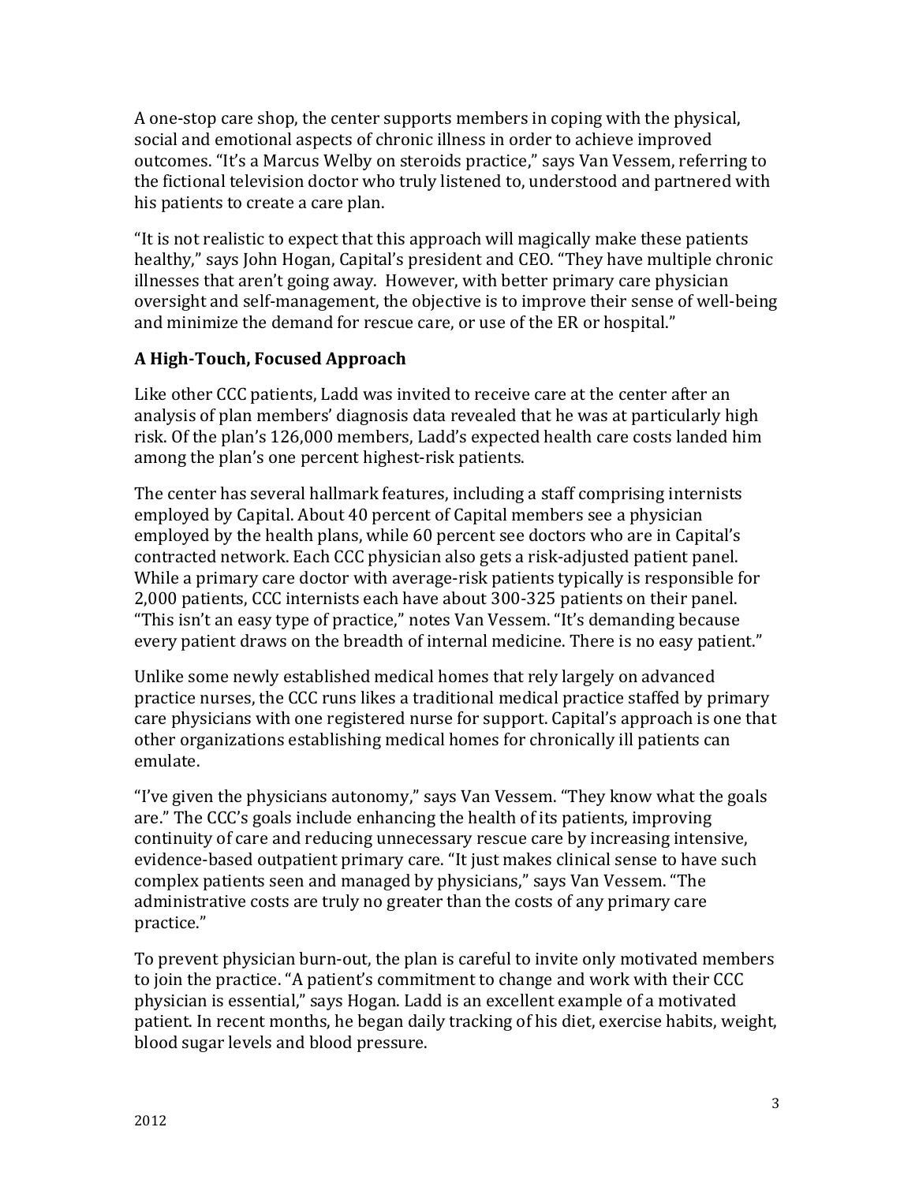A one-stop care shop, the center supports members in coping with the physical, social and emotional aspects of chronic illness in order to achieve improved outcomes. "It's a Marcus Welby on steroids practice," says Van Vessem, referring to the fictional television doctor who truly listened to, understood and partnered with his patients to create a care plan.

"It is not realistic to expect that this approach will magically make these patients healthy," says John Hogan, Capital's president and CEO. "They have multiple chronic illnesses that aren't going away. However, with better primary care physician oversight and self-management, the objective is to improve their sense of well-being and minimize the demand for rescue care, or use of the ER or hospital."

### A High-Touch, Focused Approach

Like other CCC patients, Ladd was invited to receive care at the center after an analysis of plan members' diagnosis data revealed that he was at particularly high risk. Of the plan's 126,000 members, Ladd's expected health care costs landed him among the plan's one percent highest-risk patients.

The center has several hallmark features, including a staff comprising internists employed by Capital. About 40 percent of Capital members see a physician employed by the health plans, while 60 percent see doctors who are in Capital's contracted network. Each CCC physician also gets a risk-adjusted patient panel. While a primary care doctor with average-risk patients typically is responsible for 2,000 patients, CCC internists each have about 300-325 patients on their panel. "This isn't an easy type of practice," notes Van Vessem. "It's demanding because every patient draws on the breadth of internal medicine. There is no easy patient."

Unlike some newly established medical homes that rely largely on advanced practice nurses, the CCC runs likes a traditional medical practice staffed by primary care physicians with one registered nurse for support. Capital's approach is one that other organizations establishing medical homes for chronically ill patients can emulate.

"I've given the physicians autonomy," says Van Vessem. "They know what the goals are." The CCC's goals include enhancing the health of its patients, improving continuity of care and reducing unnecessary rescue care by increasing intensive, evidence-based outpatient primary care. "It just makes clinical sense to have such complex patients seen and managed by physicians," says Van Vessem. "The administrative costs are truly no greater than the costs of any primary care practice."

To prevent physician burn-out, the plan is careful to invite only motivated members to join the practice. "A patient's commitment to change and work with their CCC physician is essential," says Hogan. Ladd is an excellent example of a motivated patient. In recent months, he began daily tracking of his diet, exercise habits, weight, blood sugar levels and blood pressure.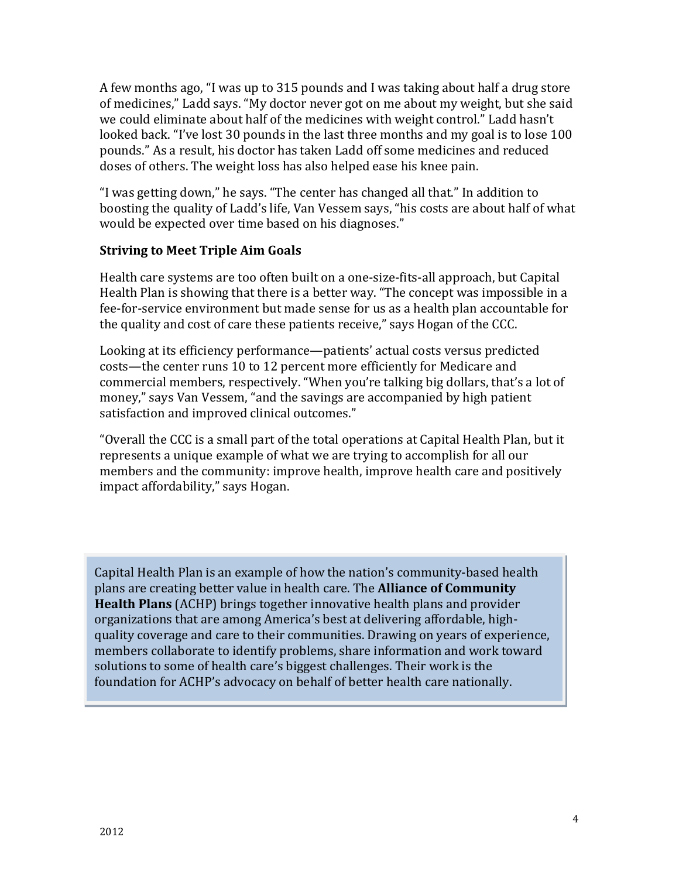A few months ago, "I was up to 315 pounds and I was taking about half a drug store of medicines," Ladd says. "My doctor never got on me about my weight, but she said we could eliminate about half of the medicines with weight control." Ladd hasn't looked back. "I've lost 30 pounds in the last three months and my goal is to lose 100 pounds." As a result, his doctor has taken Ladd off some medicines and reduced doses of others. The weight loss has also helped ease his knee pain.

"I was getting down," he says. "The center has changed all that." In addition to boosting the quality of Ladd's life, Van Vessem says, "his costs are about half of what would be expected over time based on his diagnoses."

**Striving to Meet Triple Aim Goals**

Health care systems are too often built on a one-size-fits-all approach, but Capital Health Plan is showing that there is a better way. "The concept was impossible in a fee-for-service environment but made sense for us as a health plan accountable for the quality and cost of care these patients receive," says Hogan of the CCC.

Looking at its efficiency performance—patients' actual costs versus predicted costs—the center runs 10 to 12 percent more efficiently for Medicare and commercial members, respectively. "When you're talking big dollars, that's a lot of money," says Van Vessem, "and the savings are accompanied by high patient satisfaction and improved clinical outcomes."

"Overall the CCC is a small part of the total operations at Capital Health Plan, but it represents a unique example of what we are trying to accomplish for all our members and the community: improve health, improve health care and positively impact affordability," says Hogan.

> Capital Health Plan is an example of how the nation's community-based health plans are creating better value in health care. The **Alliance of Community Health Plans** (ACHP) brings together innovative health plans and provider organizations that are among America's best at delivering affordable, high-quality coverage and care to their communities. Drawing on years of experience, members collaborate to identify problems, share information and work toward solutions to some of health care's biggest challenges. Their work is the foundation for ACHP's advocacy on behalf of better health care nationally.

2012